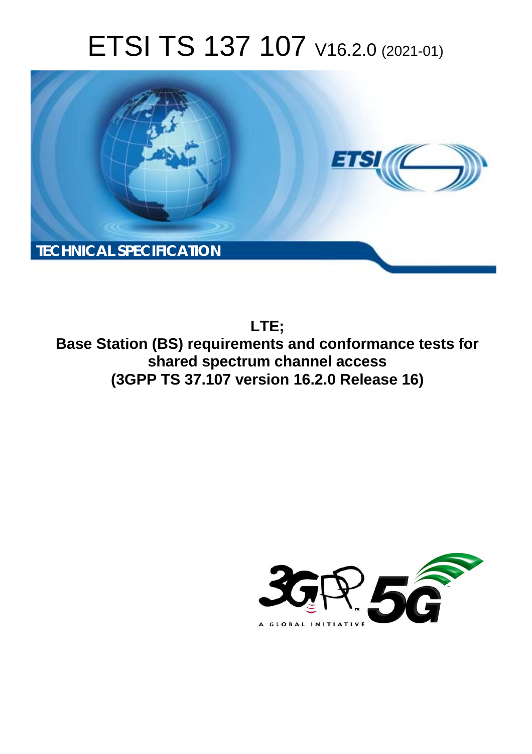# ETSI TS 137 107 V16.2.0 (2021-01)

**TECHNICAL SPECIFICATION**

**LTE;**
**Base Station (BS) requirements and conformance tests for shared spectrum channel access**
**(3GPP TS 37.107 version 16.2.0 Release 16)**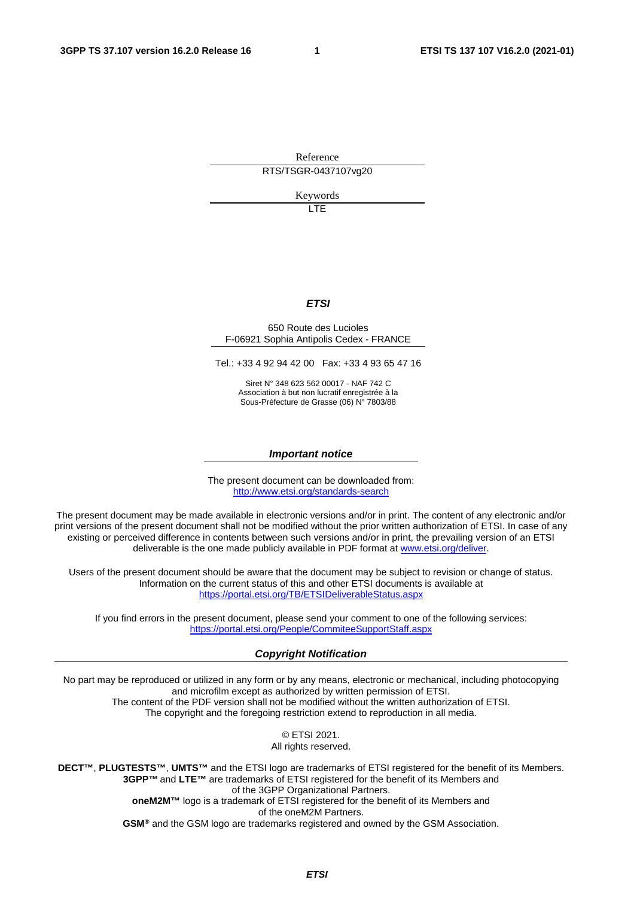Reference

RTS/TSGR-0437107vg20

Keywords

LTE

***ETSI***

650 Route des Lucioles
F-06921 Sophia Antipolis Cedex - FRANCE

Tel.: +33 4 92 94 42 00   Fax: +33 4 93 65 47 16

Siret N° 348 623 562 00017 - NAF 742 C
Association à but non lucratif enregistrée à la
Sous-Préfecture de Grasse (06) N° 7803/88

***Important notice***

The present document can be downloaded from:
http://www.etsi.org/standards-search

The present document may be made available in electronic versions and/or in print. The content of any electronic and/or print versions of the present document shall not be modified without the prior written authorization of ETSI. In case of any existing or perceived difference in contents between such versions and/or in print, the prevailing version of an ETSI deliverable is the one made publicly available in PDF format at www.etsi.org/deliver.

Users of the present document should be aware that the document may be subject to revision or change of status. Information on the current status of this and other ETSI documents is available at https://portal.etsi.org/TB/ETSIDeliverableStatus.aspx

If you find errors in the present document, please send your comment to one of the following services:
https://portal.etsi.org/People/CommiteeSupportStaff.aspx

***Copyright Notification***

No part may be reproduced or utilized in any form or by any means, electronic or mechanical, including photocopying and microfilm except as authorized by written permission of ETSI.
The content of the PDF version shall not be modified without the written authorization of ETSI.
The copyright and the foregoing restriction extend to reproduction in all media.

© ETSI 2021.
All rights reserved.

**DECT™**, **PLUGTESTS™**, **UMTS™** and the ETSI logo are trademarks of ETSI registered for the benefit of its Members.
**3GPP™** and **LTE™** are trademarks of ETSI registered for the benefit of its Members and of the 3GPP Organizational Partners.
**oneM2M™** logo is a trademark of ETSI registered for the benefit of its Members and of the oneM2M Partners.
**GSM®** and the GSM logo are trademarks registered and owned by the GSM Association.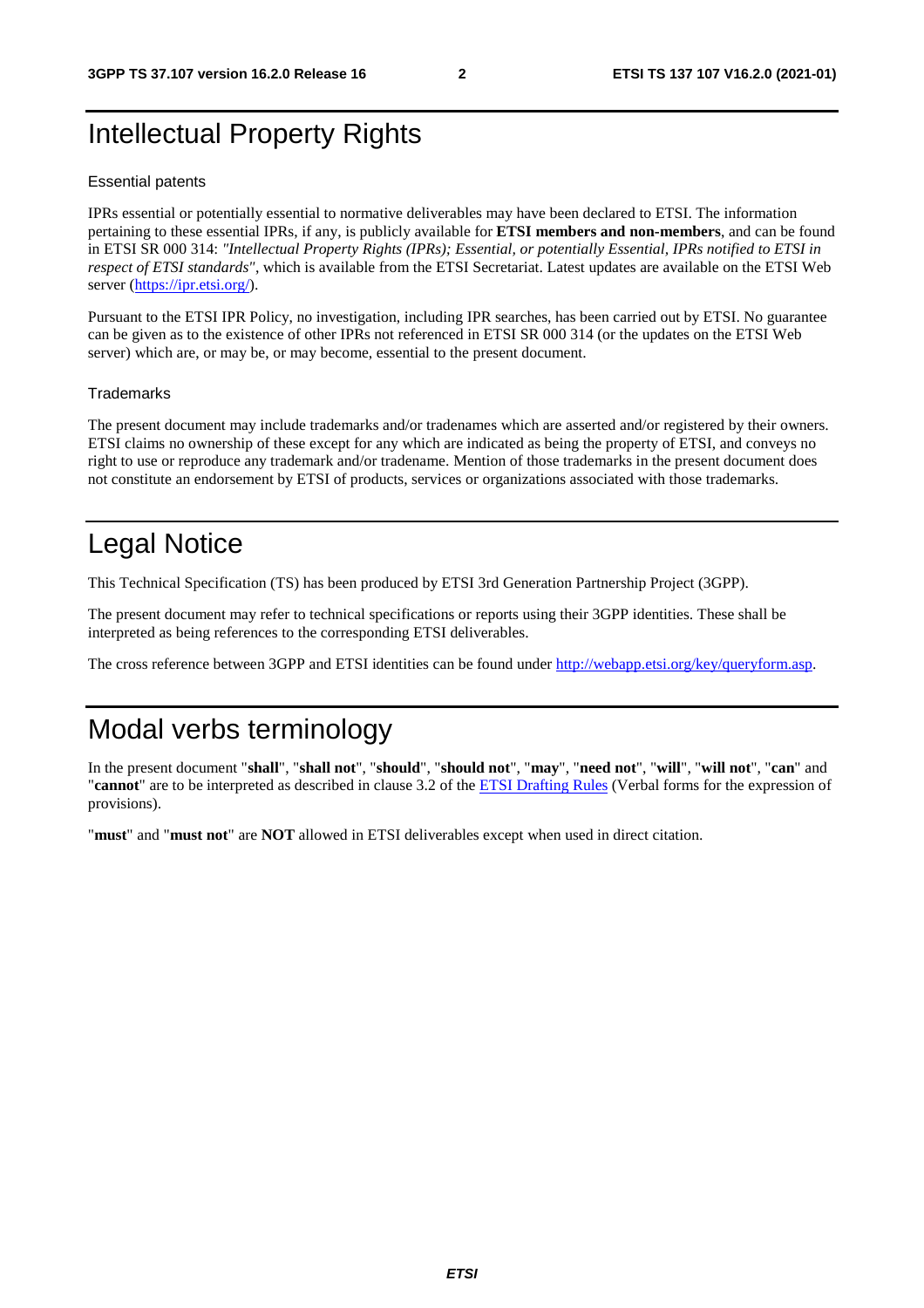# Intellectual Property Rights

### Essential patents

IPRs essential or potentially essential to normative deliverables may have been declared to ETSI. The information pertaining to these essential IPRs, if any, is publicly available for **ETSI members and non-members**, and can be found in ETSI SR 000 314: *"Intellectual Property Rights (IPRs); Essential, or potentially Essential, IPRs notified to ETSI in respect of ETSI standards"*, which is available from the ETSI Secretariat. Latest updates are available on the ETSI Web server (https://ipr.etsi.org/).

Pursuant to the ETSI IPR Policy, no investigation, including IPR searches, has been carried out by ETSI. No guarantee can be given as to the existence of other IPRs not referenced in ETSI SR 000 314 (or the updates on the ETSI Web server) which are, or may be, or may become, essential to the present document.

### Trademarks

The present document may include trademarks and/or tradenames which are asserted and/or registered by their owners. ETSI claims no ownership of these except for any which are indicated as being the property of ETSI, and conveys no right to use or reproduce any trademark and/or tradename. Mention of those trademarks in the present document does not constitute an endorsement by ETSI of products, services or organizations associated with those trademarks.

# Legal Notice

This Technical Specification (TS) has been produced by ETSI 3rd Generation Partnership Project (3GPP).

The present document may refer to technical specifications or reports using their 3GPP identities. These shall be interpreted as being references to the corresponding ETSI deliverables.

The cross reference between 3GPP and ETSI identities can be found under http://webapp.etsi.org/key/queryform.asp.

# Modal verbs terminology

In the present document "**shall**", "**shall not**", "**should**", "**should not**", "**may**", "**need not**", "**will**", "**will not**", "**can**" and "**cannot**" are to be interpreted as described in clause 3.2 of the ETSI Drafting Rules (Verbal forms for the expression of provisions).

"**must**" and "**must not**" are **NOT** allowed in ETSI deliverables except when used in direct citation.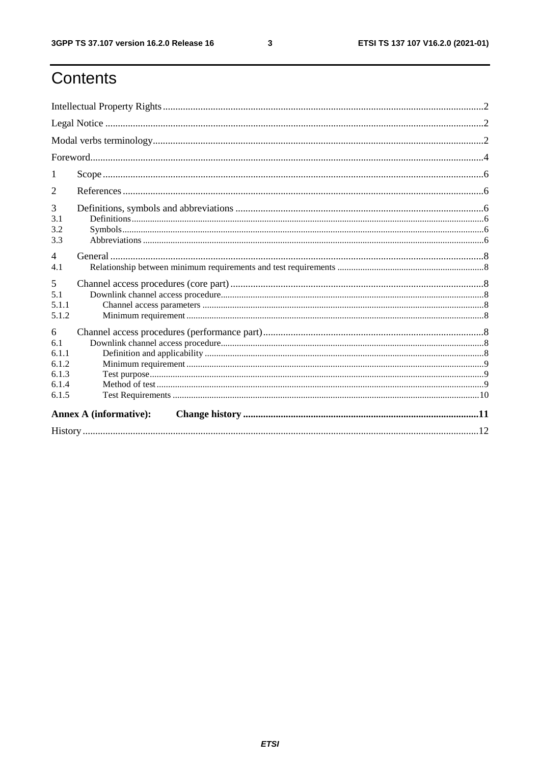# Contents

Intellectual Property Rights .....2

Legal Notice .....2

Modal verbs terminology .....2

Foreword .....4

1 Scope .....6

2 References .....6

3 Definitions, symbols and abbreviations .....6

3.1 Definitions .....6

3.2 Symbols .....6

3.3 Abbreviations .....6

4 General .....8

4.1 Relationship between minimum requirements and test requirements .....8

5 Channel access procedures (core part) .....8

5.1 Downlink channel access procedure .....8

5.1.1 Channel access parameters .....8

5.1.2 Minimum requirement .....8

6 Channel access procedures (performance part) .....8

6.1 Downlink channel access procedure .....8

6.1.1 Definition and applicability .....8

6.1.2 Minimum requirement .....9

6.1.3 Test purpose .....9

6.1.4 Method of test .....9

6.1.5 Test Requirements .....10

**Annex A (informative): Change history .....11**

History .....12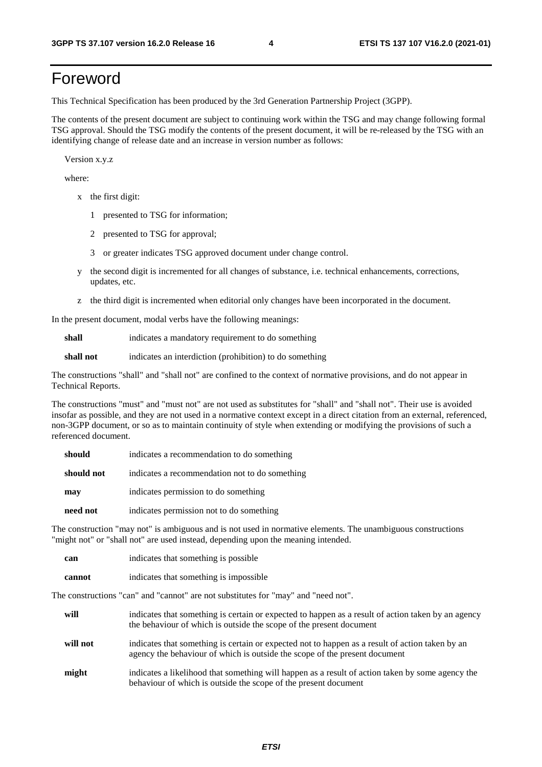# Foreword

This Technical Specification has been produced by the 3rd Generation Partnership Project (3GPP).

The contents of the present document are subject to continuing work within the TSG and may change following formal TSG approval. Should the TSG modify the contents of the present document, it will be re-released by the TSG with an identifying change of release date and an increase in version number as follows:

Version x.y.z

where:

- x the first digit:
  - 1 presented to TSG for information;
  - 2 presented to TSG for approval;
  - 3 or greater indicates TSG approved document under change control.
- y the second digit is incremented for all changes of substance, i.e. technical enhancements, corrections, updates, etc.
- z the third digit is incremented when editorial only changes have been incorporated in the document.

In the present document, modal verbs have the following meanings:

**shall** indicates a mandatory requirement to do something

**shall not** indicates an interdiction (prohibition) to do something

The constructions "shall" and "shall not" are confined to the context of normative provisions, and do not appear in Technical Reports.

The constructions "must" and "must not" are not used as substitutes for "shall" and "shall not". Their use is avoided insofar as possible, and they are not used in a normative context except in a direct citation from an external, referenced, non-3GPP document, or so as to maintain continuity of style when extending or modifying the provisions of such a referenced document.

**should** indicates a recommendation to do something

**should not** indicates a recommendation not to do something

**may** indicates permission to do something

**need not** indicates permission not to do something

The construction "may not" is ambiguous and is not used in normative elements. The unambiguous constructions "might not" or "shall not" are used instead, depending upon the meaning intended.

**can** indicates that something is possible

**cannot** indicates that something is impossible

The constructions "can" and "cannot" are not substitutes for "may" and "need not".

**will** indicates that something is certain or expected to happen as a result of action taken by an agency the behaviour of which is outside the scope of the present document

**will not** indicates that something is certain or expected not to happen as a result of action taken by an agency the behaviour of which is outside the scope of the present document

**might** indicates a likelihood that something will happen as a result of action taken by some agency the behaviour of which is outside the scope of the present document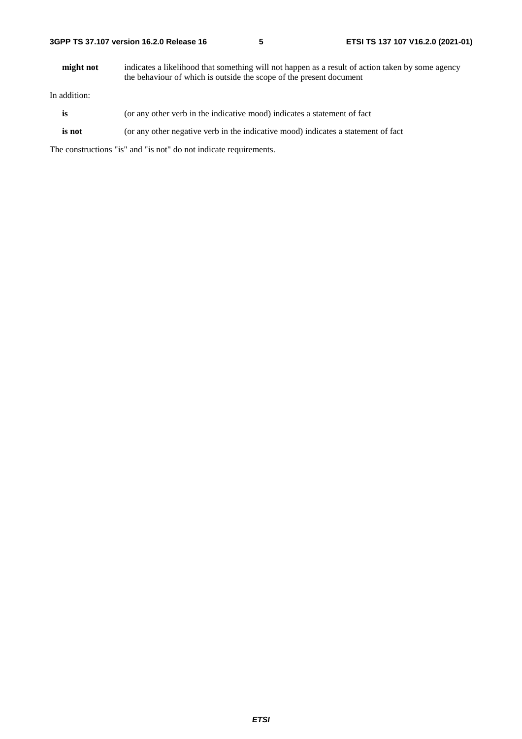**might not** indicates a likelihood that something will not happen as a result of action taken by some agency the behaviour of which is outside the scope of the present document

In addition:

**is** (or any other verb in the indicative mood) indicates a statement of fact

**is not** (or any other negative verb in the indicative mood) indicates a statement of fact

The constructions "is" and "is not" do not indicate requirements.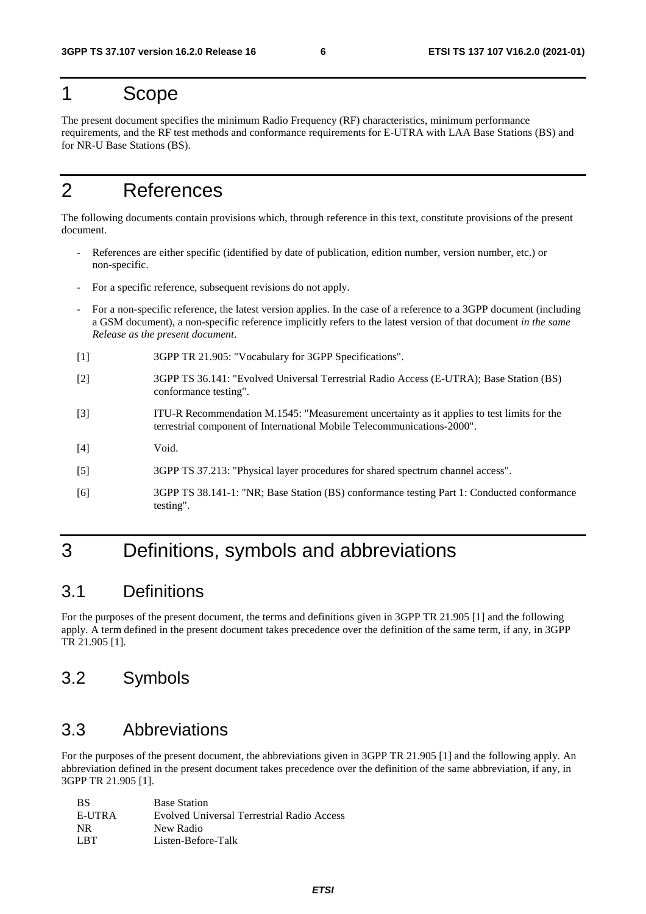# 1 Scope

The present document specifies the minimum Radio Frequency (RF) characteristics, minimum performance requirements, and the RF test methods and conformance requirements for E-UTRA with LAA Base Stations (BS) and for NR-U Base Stations (BS).

# 2 References

The following documents contain provisions which, through reference in this text, constitute provisions of the present document.

- References are either specific (identified by date of publication, edition number, version number, etc.) or non-specific.
- For a specific reference, subsequent revisions do not apply.
- For a non-specific reference, the latest version applies. In the case of a reference to a 3GPP document (including a GSM document), a non-specific reference implicitly refers to the latest version of that document *in the same Release as the present document*.

[1] 3GPP TR 21.905: "Vocabulary for 3GPP Specifications".

[2] 3GPP TS 36.141: "Evolved Universal Terrestrial Radio Access (E-UTRA); Base Station (BS) conformance testing".

[3] ITU-R Recommendation M.1545: "Measurement uncertainty as it applies to test limits for the terrestrial component of International Mobile Telecommunications-2000".

[4] Void.

[5] 3GPP TS 37.213: "Physical layer procedures for shared spectrum channel access".

[6] 3GPP TS 38.141-1: "NR; Base Station (BS) conformance testing Part 1: Conducted conformance testing".

# 3 Definitions, symbols and abbreviations

## 3.1 Definitions

For the purposes of the present document, the terms and definitions given in 3GPP TR 21.905 [1] and the following apply. A term defined in the present document takes precedence over the definition of the same term, if any, in 3GPP TR 21.905 [1].

## 3.2 Symbols

## 3.3 Abbreviations

For the purposes of the present document, the abbreviations given in 3GPP TR 21.905 [1] and the following apply. An abbreviation defined in the present document takes precedence over the definition of the same abbreviation, if any, in 3GPP TR 21.905 [1].

| | |
|---|---|
| BS | Base Station |
| E-UTRA | Evolved Universal Terrestrial Radio Access |
| NR | New Radio |
| LBT | Listen-Before-Talk |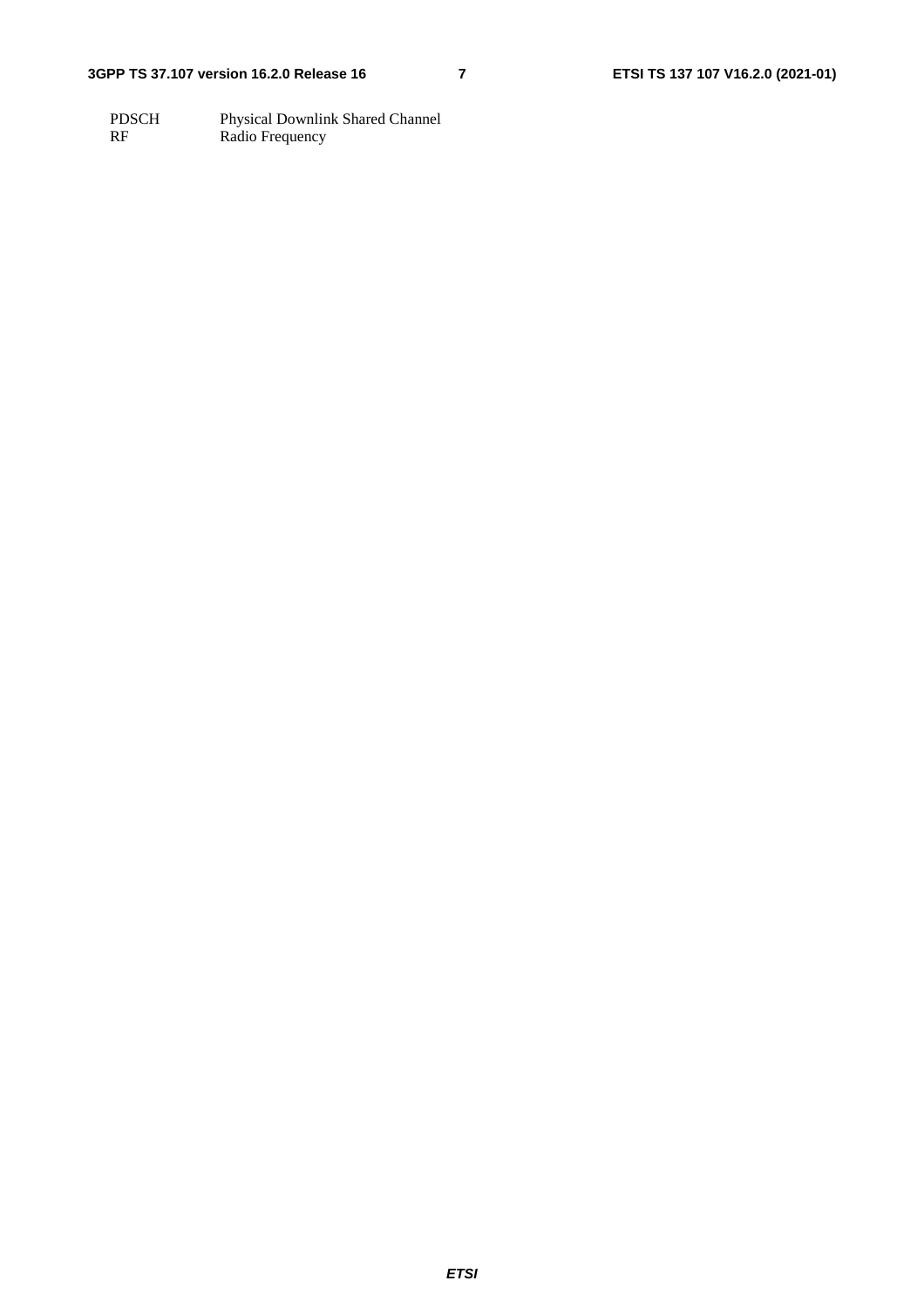PDSCH Physical Downlink Shared Channel
RF Radio Frequency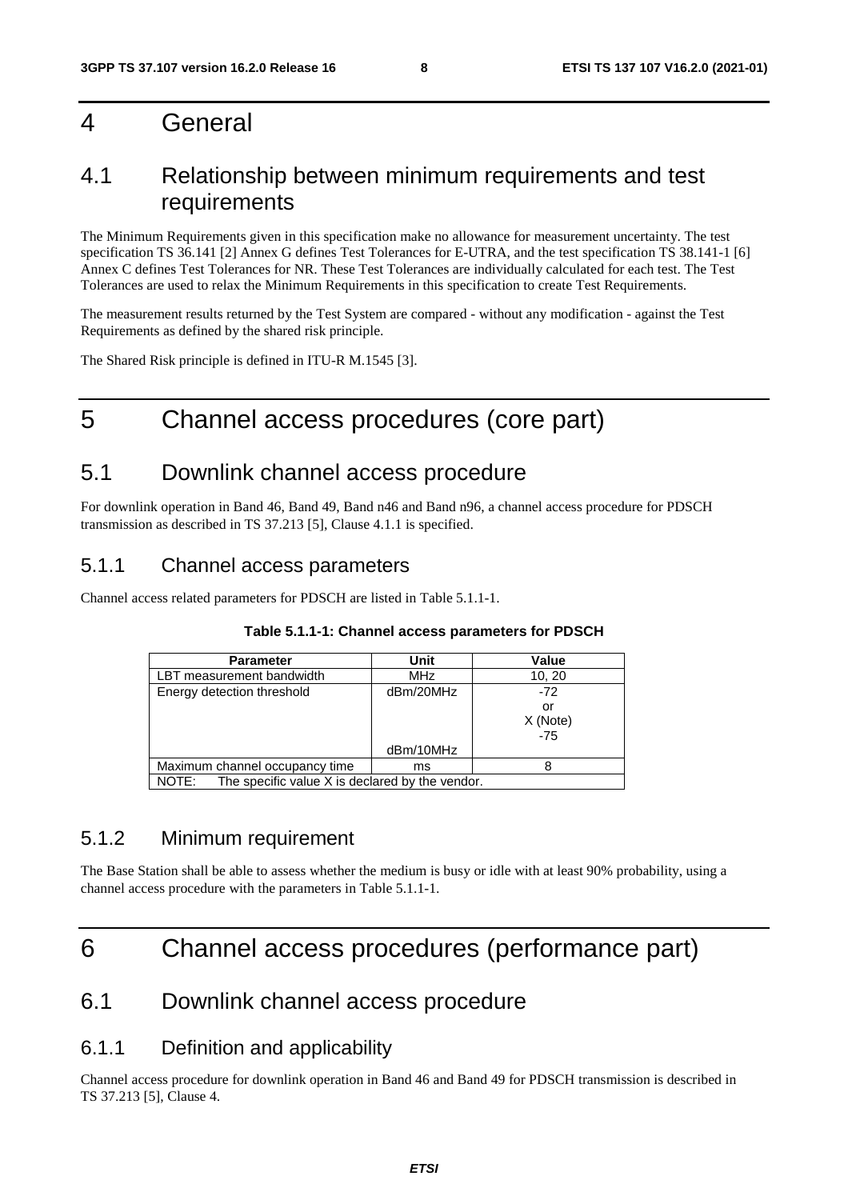# 4 General

## 4.1 Relationship between minimum requirements and test requirements

The Minimum Requirements given in this specification make no allowance for measurement uncertainty. The test specification TS 36.141 [2] Annex G defines Test Tolerances for E-UTRA, and the test specification TS 38.141-1 [6] Annex C defines Test Tolerances for NR. These Test Tolerances are individually calculated for each test. The Test Tolerances are used to relax the Minimum Requirements in this specification to create Test Requirements.

The measurement results returned by the Test System are compared - without any modification - against the Test Requirements as defined by the shared risk principle.

The Shared Risk principle is defined in ITU-R M.1545 [3].

# 5 Channel access procedures (core part)

## 5.1 Downlink channel access procedure

For downlink operation in Band 46, Band 49, Band n46 and Band n96, a channel access procedure for PDSCH transmission as described in TS 37.213 [5], Clause 4.1.1 is specified.

### 5.1.1 Channel access parameters

Channel access related parameters for PDSCH are listed in Table 5.1.1-1.

**Table 5.1.1-1: Channel access parameters for PDSCH**

| Parameter | Unit | Value |
|---|---|---|
| LBT measurement bandwidth | MHz | 10, 20 |
| Energy detection threshold | dBm/20MHz<br><br>dBm/10MHz | -72<br>or<br>X (Note)<br>-75 |
| Maximum channel occupancy time | ms | 8 |
| NOTE: The specific value X is declared by the vendor. | | |

### 5.1.2 Minimum requirement

The Base Station shall be able to assess whether the medium is busy or idle with at least 90% probability, using a channel access procedure with the parameters in Table 5.1.1-1.

# 6 Channel access procedures (performance part)

## 6.1 Downlink channel access procedure

### 6.1.1 Definition and applicability

Channel access procedure for downlink operation in Band 46 and Band 49 for PDSCH transmission is described in TS 37.213 [5], Clause 4.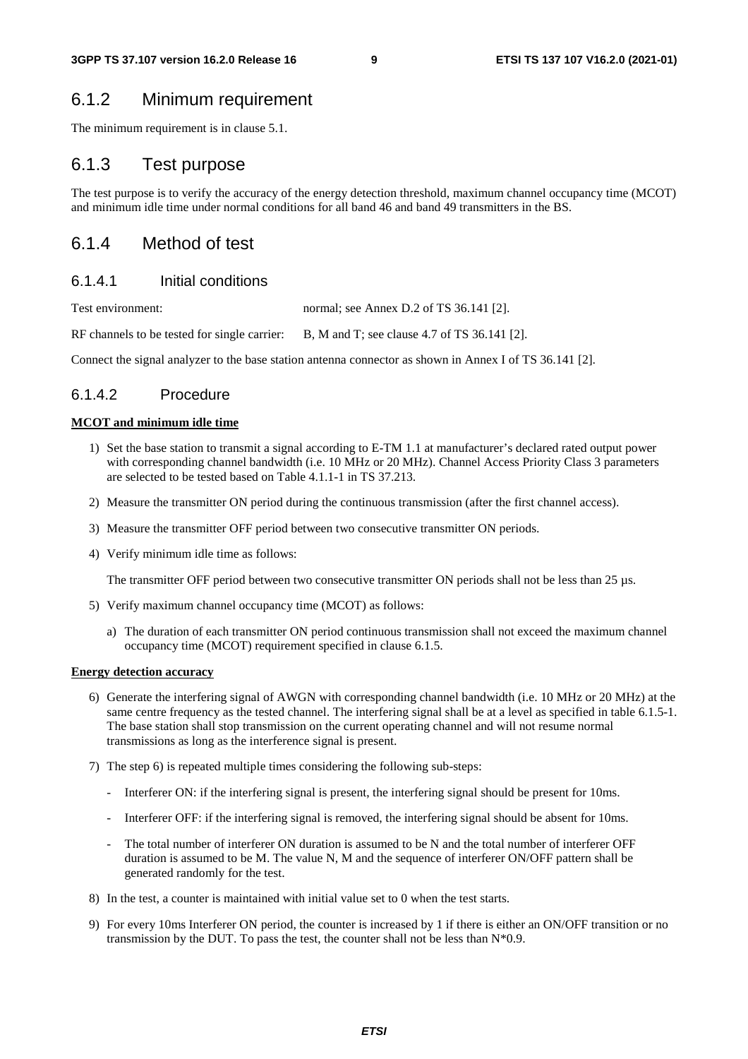## 6.1.2 Minimum requirement

The minimum requirement is in clause 5.1.

## 6.1.3 Test purpose

The test purpose is to verify the accuracy of the energy detection threshold, maximum channel occupancy time (MCOT) and minimum idle time under normal conditions for all band 46 and band 49 transmitters in the BS.

## 6.1.4 Method of test

### 6.1.4.1 Initial conditions

Test environment: normal; see Annex D.2 of TS 36.141 [2].

RF channels to be tested for single carrier: B, M and T; see clause 4.7 of TS 36.141 [2].

Connect the signal analyzer to the base station antenna connector as shown in Annex I of TS 36.141 [2].

### 6.1.4.2 Procedure

**MCOT and minimum idle time**

1) Set the base station to transmit a signal according to E-TM 1.1 at manufacturer's declared rated output power with corresponding channel bandwidth (i.e. 10 MHz or 20 MHz). Channel Access Priority Class 3 parameters are selected to be tested based on Table 4.1.1-1 in TS 37.213.

2) Measure the transmitter ON period during the continuous transmission (after the first channel access).

3) Measure the transmitter OFF period between two consecutive transmitter ON periods.

4) Verify minimum idle time as follows:

   The transmitter OFF period between two consecutive transmitter ON periods shall not be less than 25 µs.

5) Verify maximum channel occupancy time (MCOT) as follows:

   a) The duration of each transmitter ON period continuous transmission shall not exceed the maximum channel occupancy time (MCOT) requirement specified in clause 6.1.5.

**Energy detection accuracy**

6) Generate the interfering signal of AWGN with corresponding channel bandwidth (i.e. 10 MHz or 20 MHz) at the same centre frequency as the tested channel. The interfering signal shall be at a level as specified in table 6.1.5-1. The base station shall stop transmission on the current operating channel and will not resume normal transmissions as long as the interference signal is present.

7) The step 6) is repeated multiple times considering the following sub-steps:

   - Interferer ON: if the interfering signal is present, the interfering signal should be present for 10ms.
   - Interferer OFF: if the interfering signal is removed, the interfering signal should be absent for 10ms.
   - The total number of interferer ON duration is assumed to be N and the total number of interferer OFF duration is assumed to be M. The value N, M and the sequence of interferer ON/OFF pattern shall be generated randomly for the test.

8) In the test, a counter is maintained with initial value set to 0 when the test starts.

9) For every 10ms Interferer ON period, the counter is increased by 1 if there is either an ON/OFF transition or no transmission by the DUT. To pass the test, the counter shall not be less than N*0.9.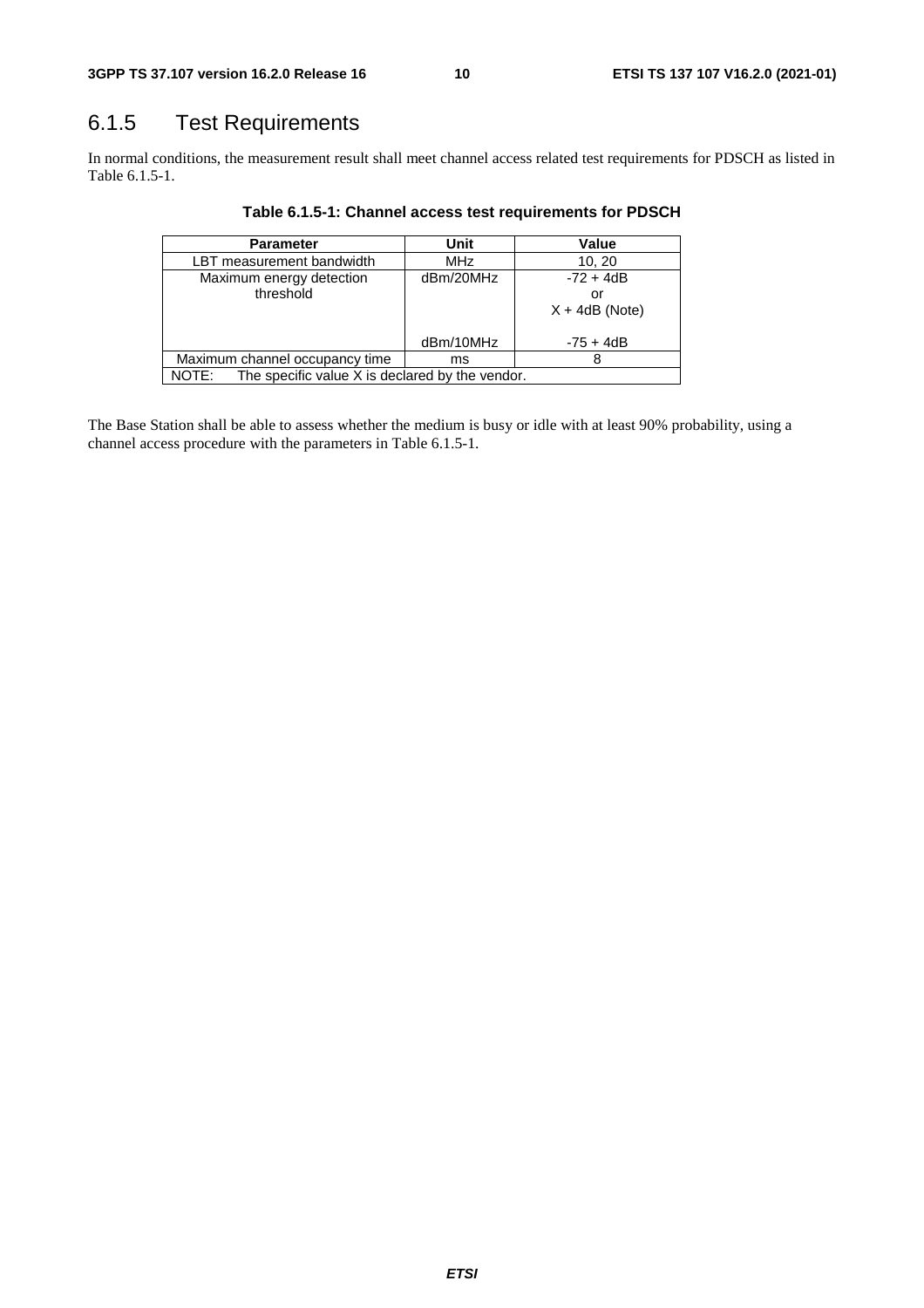## 6.1.5 Test Requirements

In normal conditions, the measurement result shall meet channel access related test requirements for PDSCH as listed in Table 6.1.5-1.

**Table 6.1.5-1: Channel access test requirements for PDSCH**

| Parameter | Unit | Value |
|---|---|---|
| LBT measurement bandwidth | MHz | 10, 20 |
| Maximum energy detection threshold | dBm/20MHz | -72 + 4dB or X + 4dB (Note) |
| | dBm/10MHz | -75 + 4dB |
| Maximum channel occupancy time | ms | 8 |
| NOTE: The specific value X is declared by the vendor. | | |

The Base Station shall be able to assess whether the medium is busy or idle with at least 90% probability, using a channel access procedure with the parameters in Table 6.1.5-1.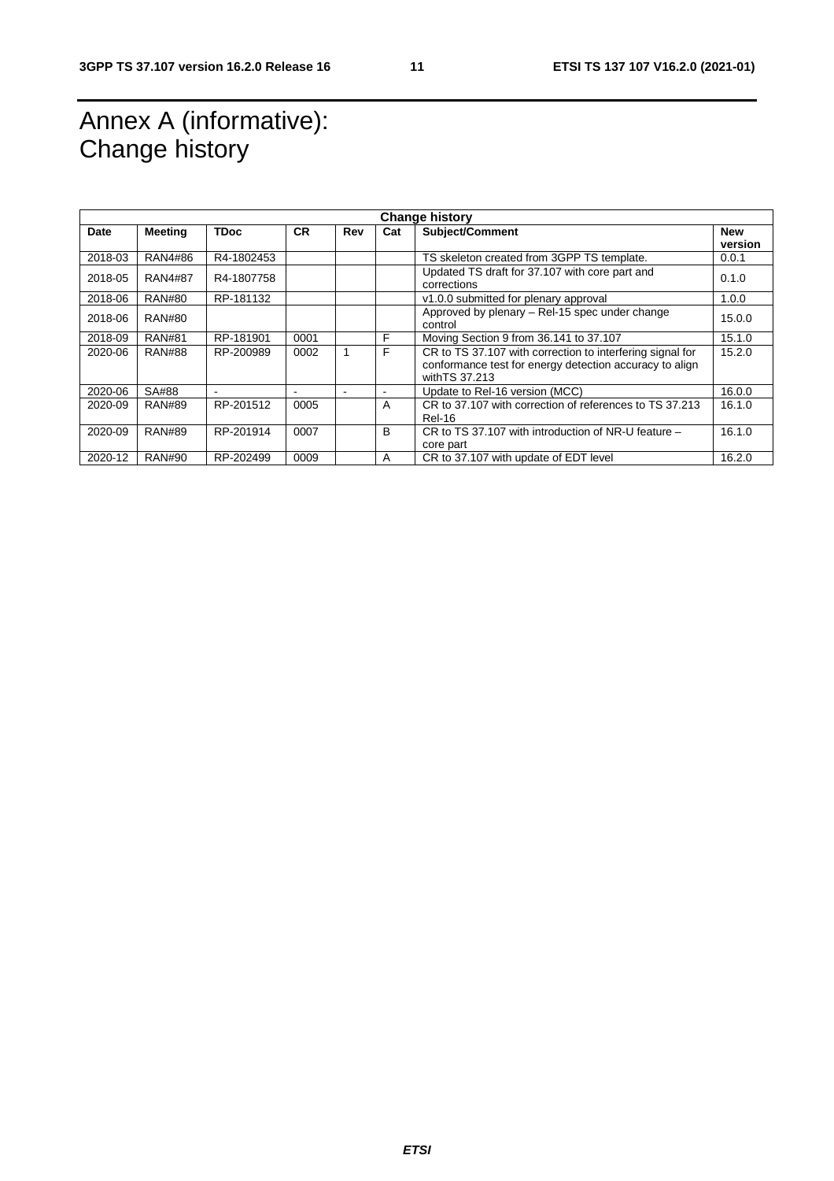# Annex A (informative): Change history

| Change history | | | | | | | |
|---|---|---|---|---|---|---|---|
| **Date** | **Meeting** | **TDoc** | **CR** | **Rev** | **Cat** | **Subject/Comment** | **New version** |
| 2018-03 | RAN4#86 | R4-1802453 | | | | TS skeleton created from 3GPP TS template. | 0.0.1 |
| 2018-05 | RAN4#87 | R4-1807758 | | | | Updated TS draft for 37.107 with core part and corrections | 0.1.0 |
| 2018-06 | RAN#80 | RP-181132 | | | | v1.0.0 submitted for plenary approval | 1.0.0 |
| 2018-06 | RAN#80 | | | | | Approved by plenary – Rel-15 spec under change control | 15.0.0 |
| 2018-09 | RAN#81 | RP-181901 | 0001 | | F | Moving Section 9 from 36.141 to 37.107 | 15.1.0 |
| 2020-06 | RAN#88 | RP-200989 | 0002 | 1 | F | CR to TS 37.107 with correction to interfering signal for conformance test for energy detection accuracy to align withTS 37.213 | 15.2.0 |
| 2020-06 | SA#88 | - | - | - | - | Update to Rel-16 version (MCC) | 16.0.0 |
| 2020-09 | RAN#89 | RP-201512 | 0005 | | A | CR to 37.107 with correction of references to TS 37.213 Rel-16 | 16.1.0 |
| 2020-09 | RAN#89 | RP-201914 | 0007 | | B | CR to TS 37.107 with introduction of NR-U feature – core part | 16.1.0 |
| 2020-12 | RAN#90 | RP-202499 | 0009 | | A | CR to 37.107 with update of EDT level | 16.2.0 |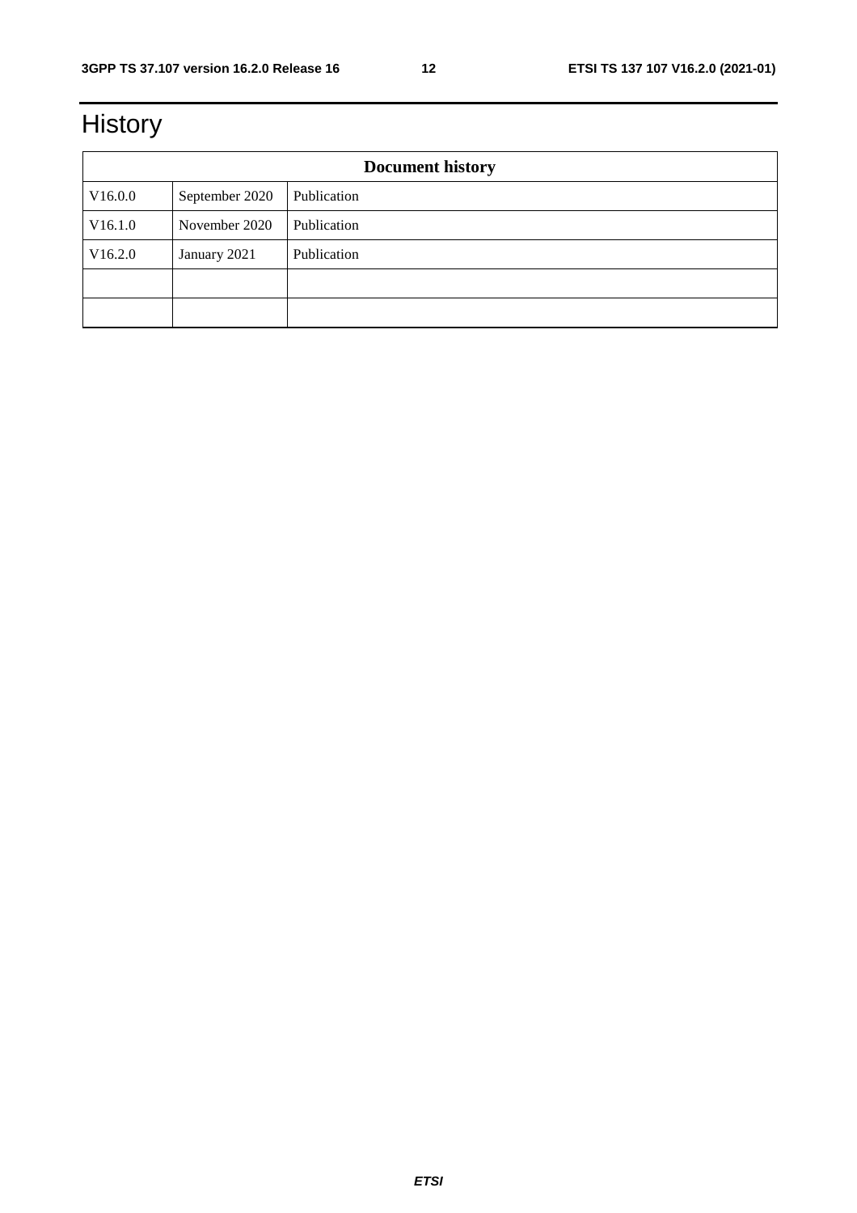# History

| Document history | | |
|---|---|---|
| V16.0.0 | September 2020 | Publication |
| V16.1.0 | November 2020 | Publication |
| V16.2.0 | January 2021 | Publication |
| | | |
| | | |